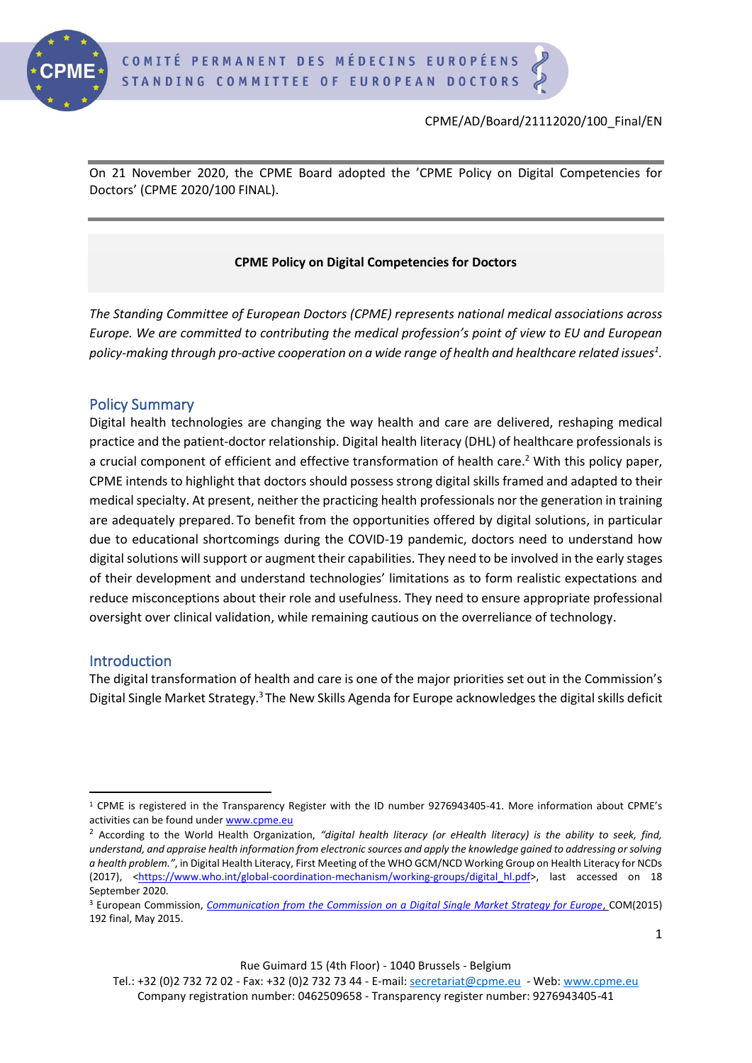CPME/AD/Board/21112020/100_Final/EN

On 21 November 2020, the CPME Board adopted the 'CPME Policy on Digital Competencies for Doctors' (CPME 2020/100 FINAL).

**CPME Policy on Digital Competencies for Doctors**

*The Standing Committee of European Doctors (CPME) represents national medical associations across Europe. We are committed to contributing the medical profession's point of view to EU and European policy-making through pro-active cooperation on a wide range of health and healthcare related issues[1].*

## Policy Summary

Digital health technologies are changing the way health and care are delivered, reshaping medical practice and the patient-doctor relationship. Digital health literacy (DHL) of healthcare professionals is a crucial component of efficient and effective transformation of health care.[2] With this policy paper, CPME intends to highlight that doctors should possess strong digital skills framed and adapted to their medical specialty. At present, neither the practicing health professionals nor the generation in training are adequately prepared. To benefit from the opportunities offered by digital solutions, in particular due to educational shortcomings during the COVID-19 pandemic, doctors need to understand how digital solutions will support or augment their capabilities. They need to be involved in the early stages of their development and understand technologies' limitations as to form realistic expectations and reduce misconceptions about their role and usefulness. They need to ensure appropriate professional oversight over clinical validation, while remaining cautious on the overreliance of technology.

## Introduction

The digital transformation of health and care is one of the major priorities set out in the Commission's Digital Single Market Strategy.[3] The New Skills Agenda for Europe acknowledges the digital skills deficit

---

[1] CPME is registered in the Transparency Register with the ID number 9276943405-41. More information about CPME's activities can be found under www.cpme.eu

[2] According to the World Health Organization, *"digital health literacy (or eHealth literacy) is the ability to seek, find, understand, and appraise health information from electronic sources and apply the knowledge gained to addressing or solving a health problem."*, in Digital Health Literacy, First Meeting of the WHO GCM/NCD Working Group on Health Literacy for NCDs (2017), <https://www.who.int/global-coordination-mechanism/working-groups/digital_hl.pdf>, last accessed on 18 September 2020.

[3] European Commission, *Communication from the Commission on a Digital Single Market Strategy for Europe*, COM(2015) 192 final, May 2015.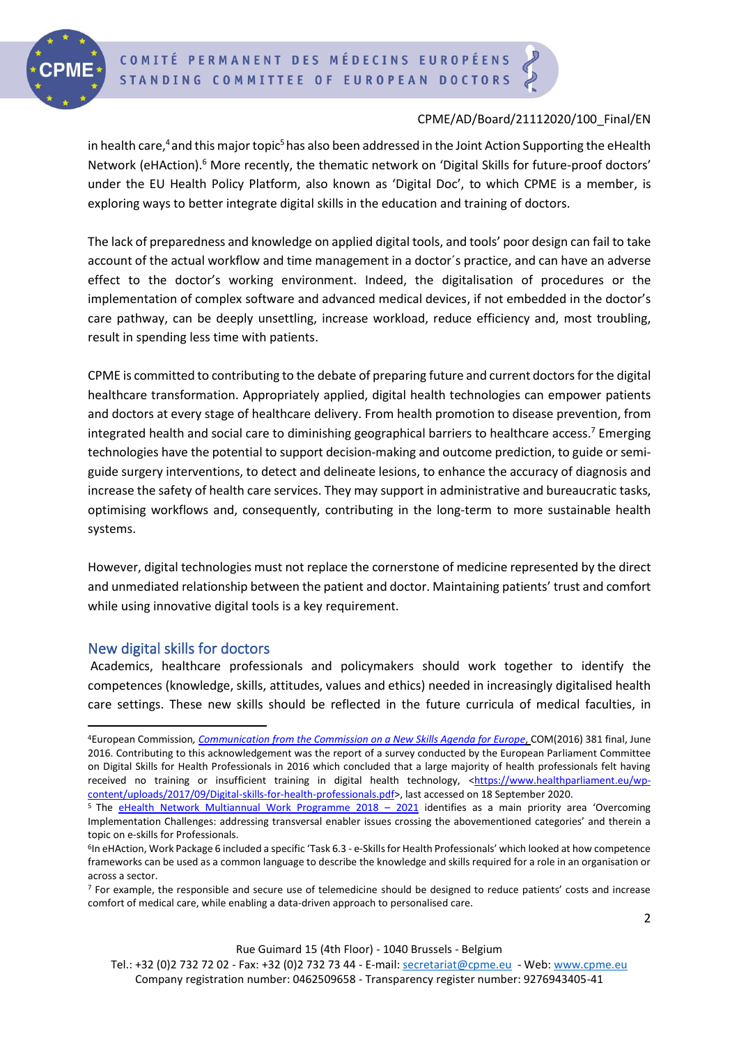in health care,[4] and this major topic[5] has also been addressed in the Joint Action Supporting the eHealth Network (eHAction).[6] More recently, the thematic network on 'Digital Skills for future-proof doctors' under the EU Health Policy Platform, also known as 'Digital Doc', to which CPME is a member, is exploring ways to better integrate digital skills in the education and training of doctors.

The lack of preparedness and knowledge on applied digital tools, and tools' poor design can fail to take account of the actual workflow and time management in a doctor´s practice, and can have an adverse effect to the doctor's working environment. Indeed, the digitalisation of procedures or the implementation of complex software and advanced medical devices, if not embedded in the doctor's care pathway, can be deeply unsettling, increase workload, reduce efficiency and, most troubling, result in spending less time with patients.

CPME is committed to contributing to the debate of preparing future and current doctors for the digital healthcare transformation. Appropriately applied, digital health technologies can empower patients and doctors at every stage of healthcare delivery. From health promotion to disease prevention, from integrated health and social care to diminishing geographical barriers to healthcare access.[7] Emerging technologies have the potential to support decision-making and outcome prediction, to guide or semi-guide surgery interventions, to detect and delineate lesions, to enhance the accuracy of diagnosis and increase the safety of health care services. They may support in administrative and bureaucratic tasks, optimising workflows and, consequently, contributing in the long-term to more sustainable health systems.

However, digital technologies must not replace the cornerstone of medicine represented by the direct and unmediated relationship between the patient and doctor. Maintaining patients' trust and comfort while using innovative digital tools is a key requirement.

## New digital skills for doctors

Academics, healthcare professionals and policymakers should work together to identify the competences (knowledge, skills, attitudes, values and ethics) needed in increasingly digitalised health care settings. These new skills should be reflected in the future curricula of medical faculties, in

---

[4] European Commission, *Communication from the Commission on a New Skills Agenda for Europe*, COM(2016) 381 final, June 2016. Contributing to this acknowledgement was the report of a survey conducted by the European Parliament Committee on Digital Skills for Health Professionals in 2016 which concluded that a large majority of health professionals felt having received no training or insufficient training in digital health technology, <https://www.healthparliament.eu/wp-content/uploads/2017/09/Digital-skills-for-health-professionals.pdf>, last accessed on 18 September 2020.

[5] The eHealth Network Multiannual Work Programme 2018 – 2021 identifies as a main priority area 'Overcoming Implementation Challenges: addressing transversal enabler issues crossing the abovementioned categories' and therein a topic on e-skills for Professionals.

[6] In eHAction, Work Package 6 included a specific 'Task 6.3 - e-Skills for Health Professionals' which looked at how competence frameworks can be used as a common language to describe the knowledge and skills required for a role in an organisation or across a sector.

[7] For example, the responsible and secure use of telemedicine should be designed to reduce patients' costs and increase comfort of medical care, while enabling a data-driven approach to personalised care.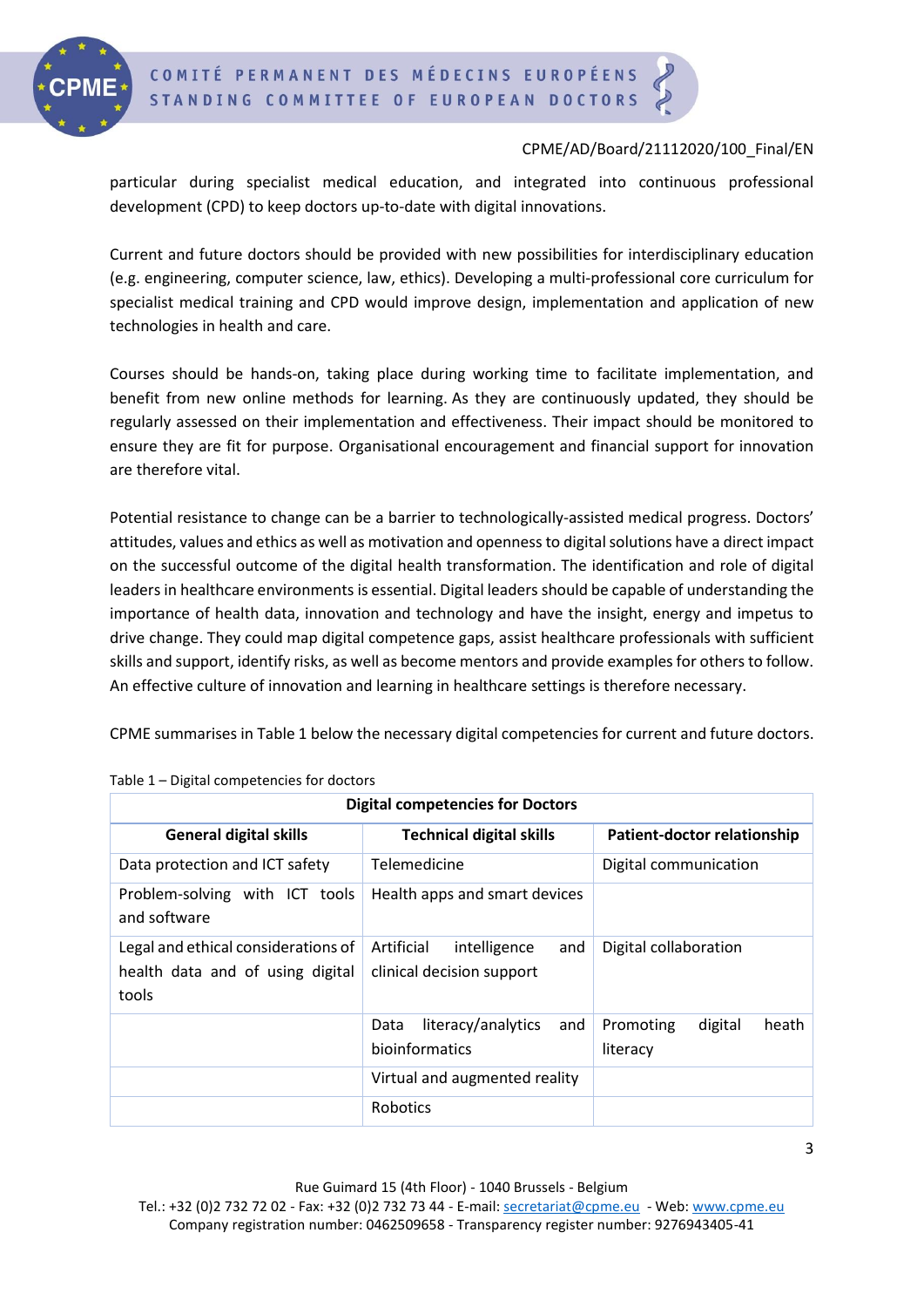particular during specialist medical education, and integrated into continuous professional development (CPD) to keep doctors up-to-date with digital innovations.

Current and future doctors should be provided with new possibilities for interdisciplinary education (e.g. engineering, computer science, law, ethics). Developing a multi-professional core curriculum for specialist medical training and CPD would improve design, implementation and application of new technologies in health and care.

Courses should be hands-on, taking place during working time to facilitate implementation, and benefit from new online methods for learning. As they are continuously updated, they should be regularly assessed on their implementation and effectiveness. Their impact should be monitored to ensure they are fit for purpose. Organisational encouragement and financial support for innovation are therefore vital.

Potential resistance to change can be a barrier to technologically-assisted medical progress. Doctors' attitudes, values and ethics as well as motivation and openness to digital solutions have a direct impact on the successful outcome of the digital health transformation. The identification and role of digital leaders in healthcare environments is essential. Digital leaders should be capable of understanding the importance of health data, innovation and technology and have the insight, energy and impetus to drive change. They could map digital competence gaps, assist healthcare professionals with sufficient skills and support, identify risks, as well as become mentors and provide examples for others to follow. An effective culture of innovation and learning in healthcare settings is therefore necessary.

CPME summarises in Table 1 below the necessary digital competencies for current and future doctors.

Table 1 – Digital competencies for doctors

| **Digital competencies for Doctors** | | |
|---|---|---|
| **General digital skills** | **Technical digital skills** | **Patient-doctor relationship** |
| Data protection and ICT safety | Telemedicine | Digital communication |
| Problem-solving with ICT tools and software | Health apps and smart devices | |
| Legal and ethical considerations of health data and of using digital tools | Artificial intelligence and clinical decision support | Digital collaboration |
| | Data literacy/analytics and bioinformatics | Promoting digital heath literacy |
| | Virtual and augmented reality | |
| | Robotics | |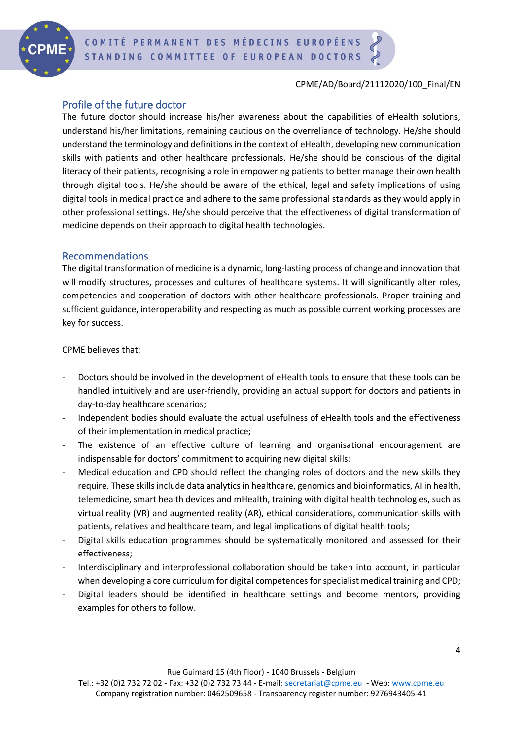CPME/AD/Board/21112020/100_Final/EN

## Profile of the future doctor

The future doctor should increase his/her awareness about the capabilities of eHealth solutions, understand his/her limitations, remaining cautious on the overreliance of technology. He/she should understand the terminology and definitions in the context of eHealth, developing new communication skills with patients and other healthcare professionals. He/she should be conscious of the digital literacy of their patients, recognising a role in empowering patients to better manage their own health through digital tools. He/she should be aware of the ethical, legal and safety implications of using digital tools in medical practice and adhere to the same professional standards as they would apply in other professional settings. He/she should perceive that the effectiveness of digital transformation of medicine depends on their approach to digital health technologies.

## Recommendations

The digital transformation of medicine is a dynamic, long-lasting process of change and innovation that will modify structures, processes and cultures of healthcare systems. It will significantly alter roles, competencies and cooperation of doctors with other healthcare professionals. Proper training and sufficient guidance, interoperability and respecting as much as possible current working processes are key for success.

CPME believes that:

- Doctors should be involved in the development of eHealth tools to ensure that these tools can be handled intuitively and are user-friendly, providing an actual support for doctors and patients in day-to-day healthcare scenarios;
- Independent bodies should evaluate the actual usefulness of eHealth tools and the effectiveness of their implementation in medical practice;
- The existence of an effective culture of learning and organisational encouragement are indispensable for doctors' commitment to acquiring new digital skills;
- Medical education and CPD should reflect the changing roles of doctors and the new skills they require. These skills include data analytics in healthcare, genomics and bioinformatics, AI in health, telemedicine, smart health devices and mHealth, training with digital health technologies, such as virtual reality (VR) and augmented reality (AR), ethical considerations, communication skills with patients, relatives and healthcare team, and legal implications of digital health tools;
- Digital skills education programmes should be systematically monitored and assessed for their effectiveness;
- Interdisciplinary and interprofessional collaboration should be taken into account, in particular when developing a core curriculum for digital competences for specialist medical training and CPD;
- Digital leaders should be identified in healthcare settings and become mentors, providing examples for others to follow.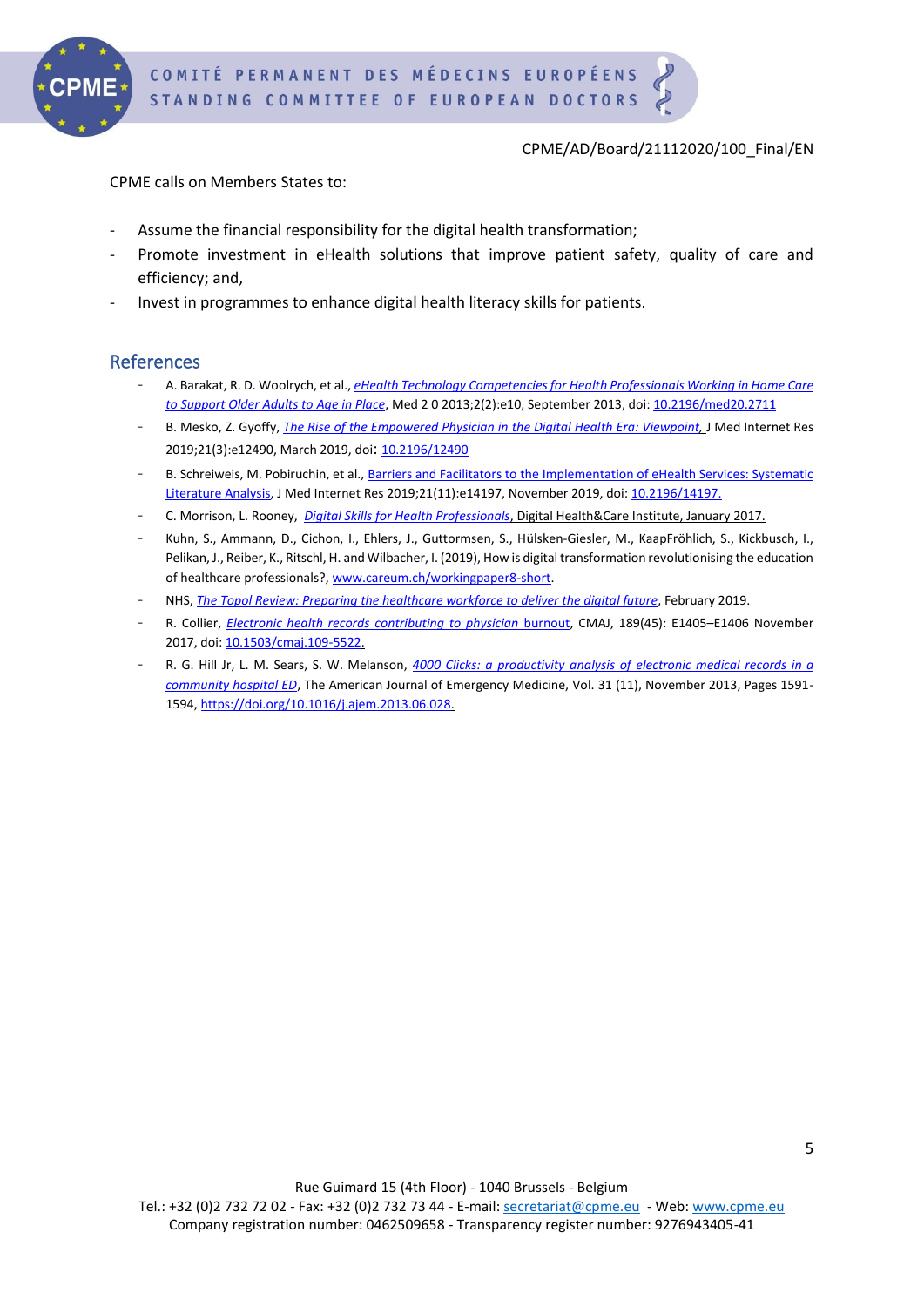CPME calls on Members States to:

- Assume the financial responsibility for the digital health transformation;
- Promote investment in eHealth solutions that improve patient safety, quality of care and efficiency; and,
- Invest in programmes to enhance digital health literacy skills for patients.

## References

- A. Barakat, R. D. Woolrych, et al., *eHealth Technology Competencies for Health Professionals Working in Home Care to Support Older Adults to Age in Place*, Med 2 0 2013;2(2):e10, September 2013, doi: 10.2196/med20.2711
- B. Mesko, Z. Gyoffy, *The Rise of the Empowered Physician in the Digital Health Era: Viewpoint*, J Med Internet Res 2019;21(3):e12490, March 2019, doi: 10.2196/12490
- B. Schreiweis, M. Pobiruchin, et al., Barriers and Facilitators to the Implementation of eHealth Services: Systematic Literature Analysis, J Med Internet Res 2019;21(11):e14197, November 2019, doi: 10.2196/14197.
- C. Morrison, L. Rooney, *Digital Skills for Health Professionals*, Digital Health&Care Institute, January 2017.
- Kuhn, S., Ammann, D., Cichon, I., Ehlers, J., Guttormsen, S., Hülsken-Giesler, M., KaapFröhlich, S., Kickbusch, I., Pelikan, J., Reiber, K., Ritschl, H. and Wilbacher, I. (2019), How is digital transformation revolutionising the education of healthcare professionals?, www.careum.ch/workingpaper8-short.
- NHS, *The Topol Review: Preparing the healthcare workforce to deliver the digital future*, February 2019.
- R. Collier, *Electronic health records contributing to physician burnout*, CMAJ, 189(45): E1405–E1406 November 2017, doi: 10.1503/cmaj.109-5522.
- R. G. Hill Jr, L. M. Sears, S. W. Melanson, *4000 Clicks: a productivity analysis of electronic medical records in a community hospital ED*, The American Journal of Emergency Medicine, Vol. 31 (11), November 2013, Pages 1591-1594, https://doi.org/10.1016/j.ajem.2013.06.028.